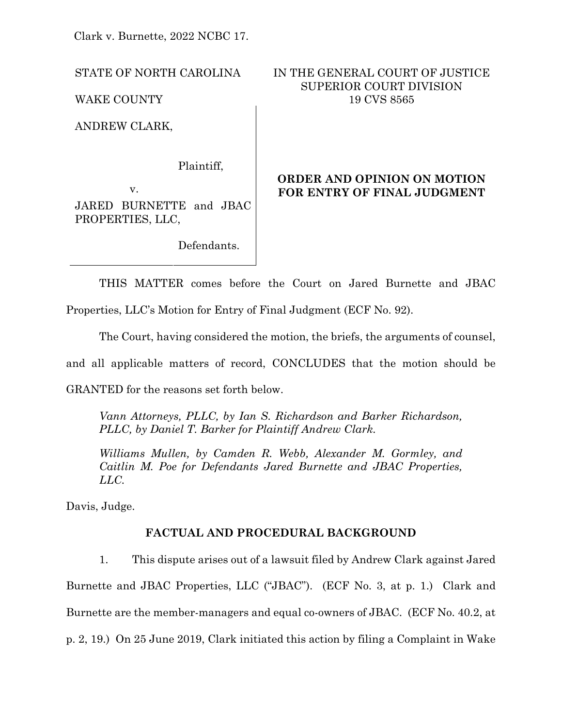Clark v. Burnette, 2022 NCBC 17.

STATE OF NORTH CAROLINA

WAKE COUNTY

IN THE GENERAL COURT OF JUSTICE
SUPERIOR COURT DIVISION
19 CVS 8565

ANDREW CLARK,

Plaintiff,

v.

JARED BURNETTE and JBAC PROPERTIES, LLC,

Defendants.

**ORDER AND OPINION ON MOTION FOR ENTRY OF FINAL JUDGMENT**

THIS MATTER comes before the Court on Jared Burnette and JBAC Properties, LLC's Motion for Entry of Final Judgment (ECF No. 92).

The Court, having considered the motion, the briefs, the arguments of counsel, and all applicable matters of record, CONCLUDES that the motion should be GRANTED for the reasons set forth below.

*Vann Attorneys, PLLC, by Ian S. Richardson and Barker Richardson, PLLC, by Daniel T. Barker for Plaintiff Andrew Clark.*

*Williams Mullen, by Camden R. Webb, Alexander M. Gormley, and Caitlin M. Poe for Defendants Jared Burnette and JBAC Properties, LLC.*

Davis, Judge.

## FACTUAL AND PROCEDURAL BACKGROUND

1. This dispute arises out of a lawsuit filed by Andrew Clark against Jared Burnette and JBAC Properties, LLC ("JBAC"). (ECF No. 3, at p. 1.) Clark and Burnette are the member-managers and equal co-owners of JBAC. (ECF No. 40.2, at p. 2, 19.) On 25 June 2019, Clark initiated this action by filing a Complaint in Wake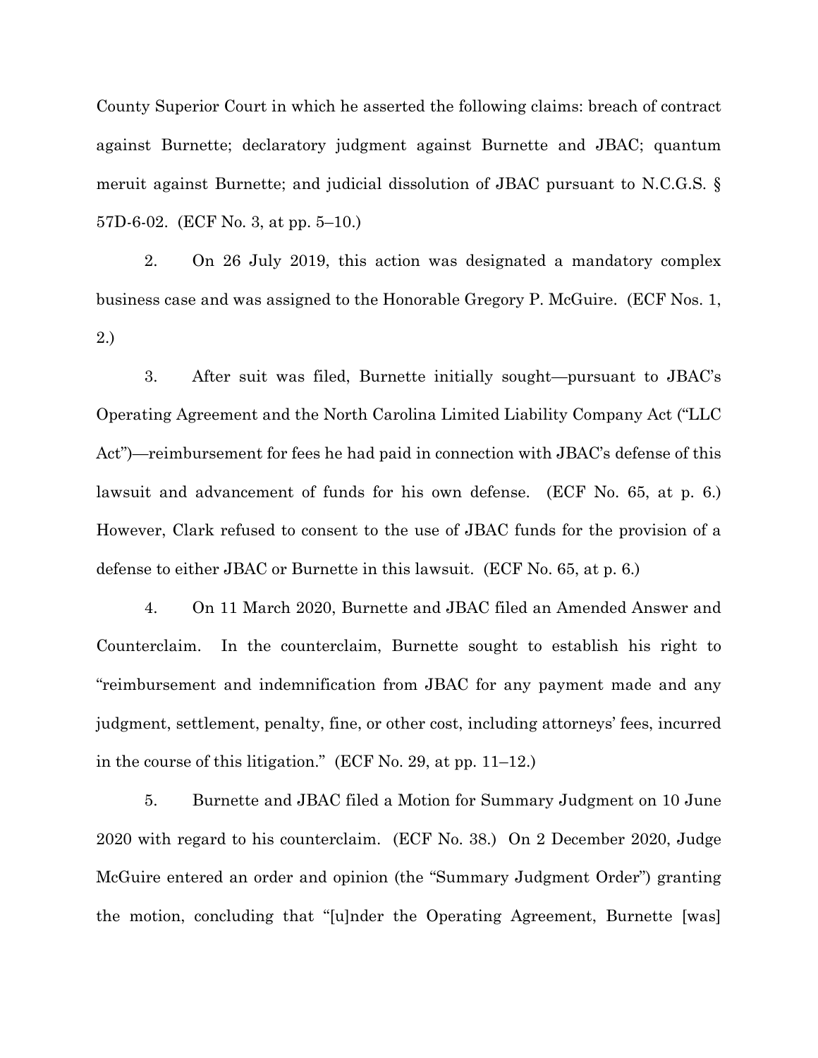County Superior Court in which he asserted the following claims: breach of contract against Burnette; declaratory judgment against Burnette and JBAC; quantum meruit against Burnette; and judicial dissolution of JBAC pursuant to N.C.G.S. § 57D-6-02. (ECF No. 3, at pp. 5–10.)

2. On 26 July 2019, this action was designated a mandatory complex business case and was assigned to the Honorable Gregory P. McGuire. (ECF Nos. 1, 2.)

3. After suit was filed, Burnette initially sought—pursuant to JBAC's Operating Agreement and the North Carolina Limited Liability Company Act ("LLC Act")—reimbursement for fees he had paid in connection with JBAC's defense of this lawsuit and advancement of funds for his own defense. (ECF No. 65, at p. 6.) However, Clark refused to consent to the use of JBAC funds for the provision of a defense to either JBAC or Burnette in this lawsuit. (ECF No. 65, at p. 6.)

4. On 11 March 2020, Burnette and JBAC filed an Amended Answer and Counterclaim. In the counterclaim, Burnette sought to establish his right to "reimbursement and indemnification from JBAC for any payment made and any judgment, settlement, penalty, fine, or other cost, including attorneys' fees, incurred in the course of this litigation." (ECF No. 29, at pp. 11–12.)

5. Burnette and JBAC filed a Motion for Summary Judgment on 10 June 2020 with regard to his counterclaim. (ECF No. 38.) On 2 December 2020, Judge McGuire entered an order and opinion (the "Summary Judgment Order") granting the motion, concluding that "[u]nder the Operating Agreement, Burnette [was]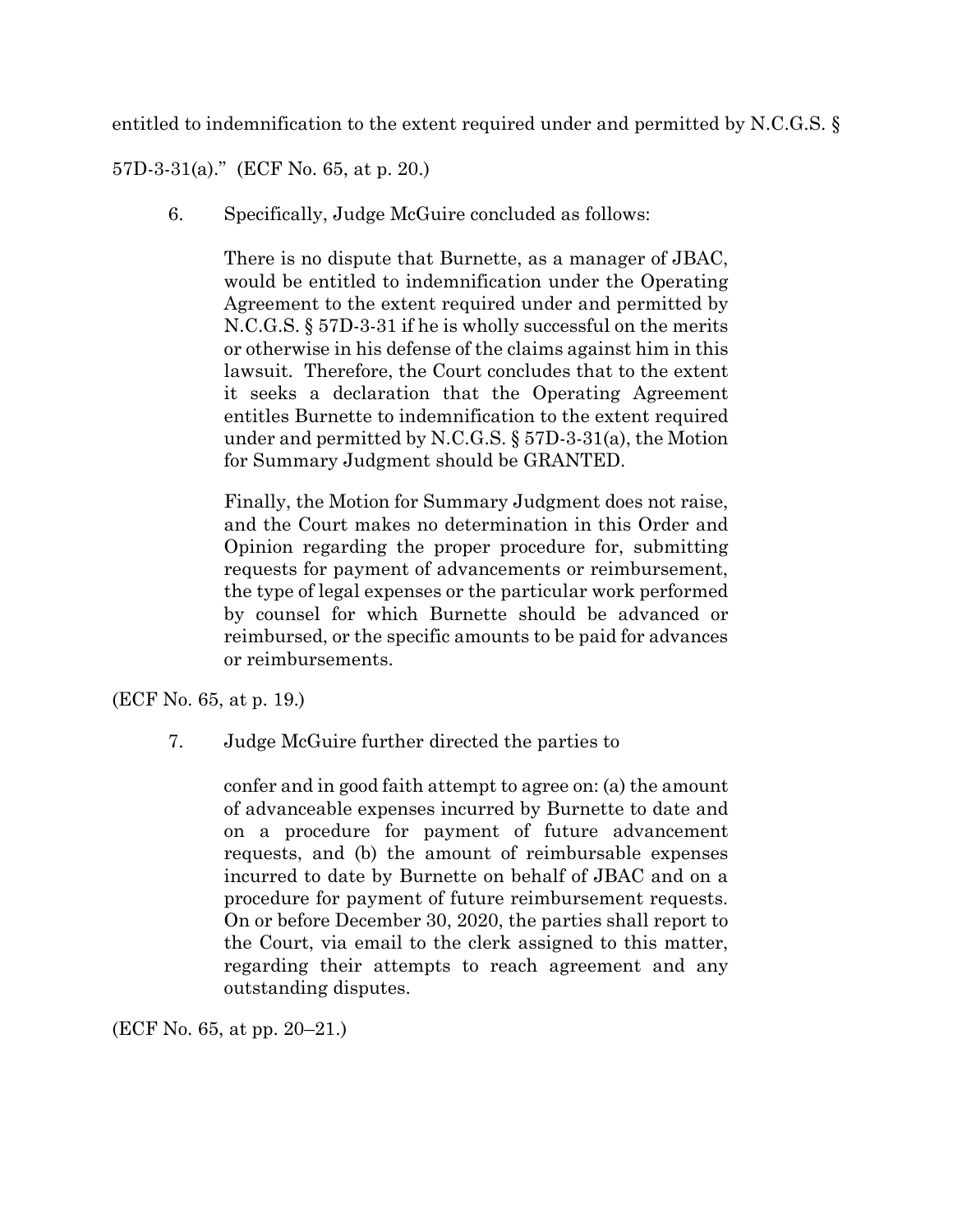entitled to indemnification to the extent required under and permitted by N.C.G.S. § 57D-3-31(a)." (ECF No. 65, at p. 20.)

6. Specifically, Judge McGuire concluded as follows:

> There is no dispute that Burnette, as a manager of JBAC, would be entitled to indemnification under the Operating Agreement to the extent required under and permitted by N.C.G.S. § 57D-3-31 if he is wholly successful on the merits or otherwise in his defense of the claims against him in this lawsuit. Therefore, the Court concludes that to the extent it seeks a declaration that the Operating Agreement entitles Burnette to indemnification to the extent required under and permitted by N.C.G.S. § 57D-3-31(a), the Motion for Summary Judgment should be GRANTED.
>
> Finally, the Motion for Summary Judgment does not raise, and the Court makes no determination in this Order and Opinion regarding the proper procedure for, submitting requests for payment of advancements or reimbursement, the type of legal expenses or the particular work performed by counsel for which Burnette should be advanced or reimbursed, or the specific amounts to be paid for advances or reimbursements.

(ECF No. 65, at p. 19.)

7. Judge McGuire further directed the parties to

> confer and in good faith attempt to agree on: (a) the amount of advanceable expenses incurred by Burnette to date and on a procedure for payment of future advancement requests, and (b) the amount of reimbursable expenses incurred to date by Burnette on behalf of JBAC and on a procedure for payment of future reimbursement requests. On or before December 30, 2020, the parties shall report to the Court, via email to the clerk assigned to this matter, regarding their attempts to reach agreement and any outstanding disputes.

(ECF No. 65, at pp. 20–21.)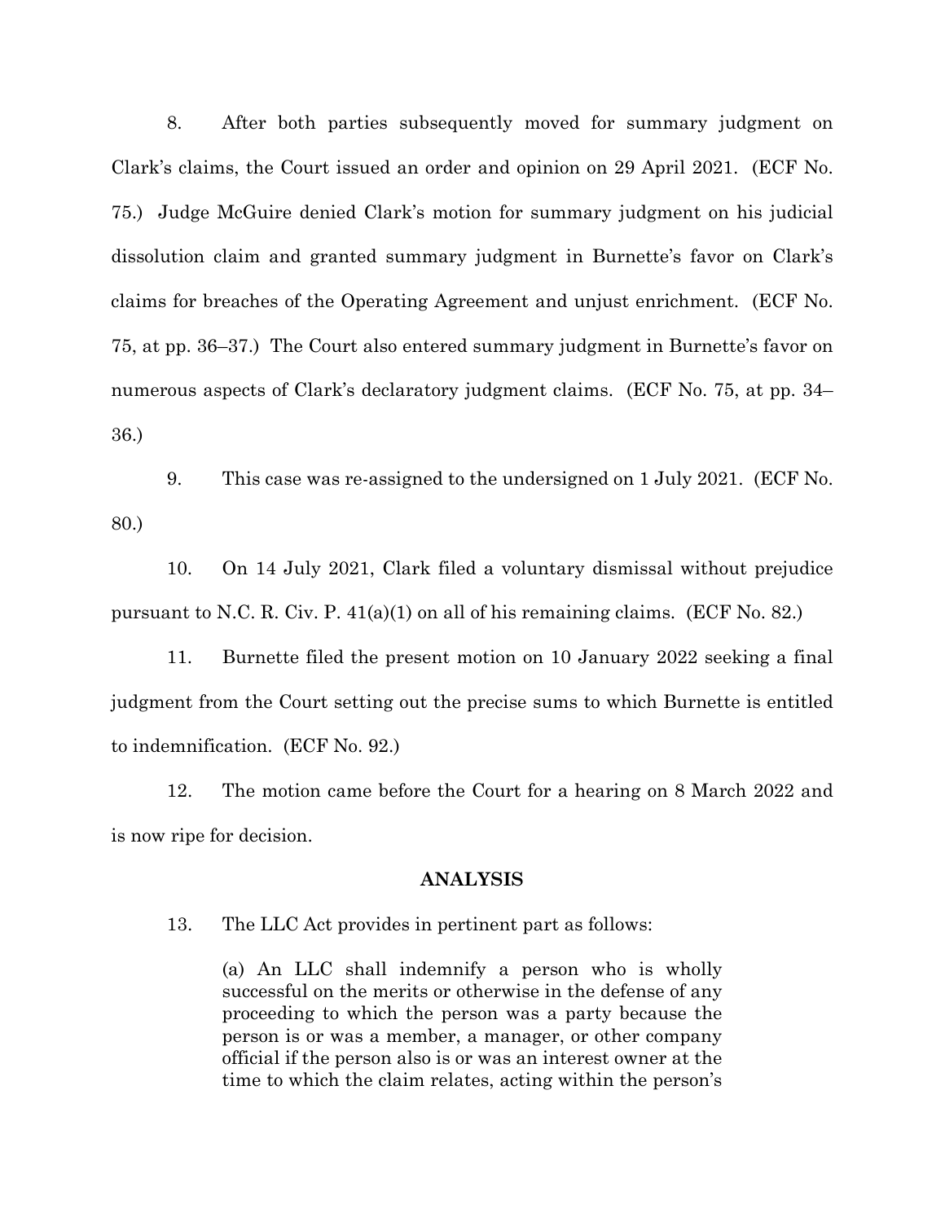8. After both parties subsequently moved for summary judgment on Clark's claims, the Court issued an order and opinion on 29 April 2021. (ECF No. 75.) Judge McGuire denied Clark's motion for summary judgment on his judicial dissolution claim and granted summary judgment in Burnette's favor on Clark's claims for breaches of the Operating Agreement and unjust enrichment. (ECF No. 75, at pp. 36–37.) The Court also entered summary judgment in Burnette's favor on numerous aspects of Clark's declaratory judgment claims. (ECF No. 75, at pp. 34–36.)

9. This case was re-assigned to the undersigned on 1 July 2021. (ECF No. 80.)

10. On 14 July 2021, Clark filed a voluntary dismissal without prejudice pursuant to N.C. R. Civ. P. 41(a)(1) on all of his remaining claims. (ECF No. 82.)

11. Burnette filed the present motion on 10 January 2022 seeking a final judgment from the Court setting out the precise sums to which Burnette is entitled to indemnification. (ECF No. 92.)

12. The motion came before the Court for a hearing on 8 March 2022 and is now ripe for decision.

## ANALYSIS

13. The LLC Act provides in pertinent part as follows:

> (a) An LLC shall indemnify a person who is wholly successful on the merits or otherwise in the defense of any proceeding to which the person was a party because the person is or was a member, a manager, or other company official if the person also is or was an interest owner at the time to which the claim relates, acting within the person's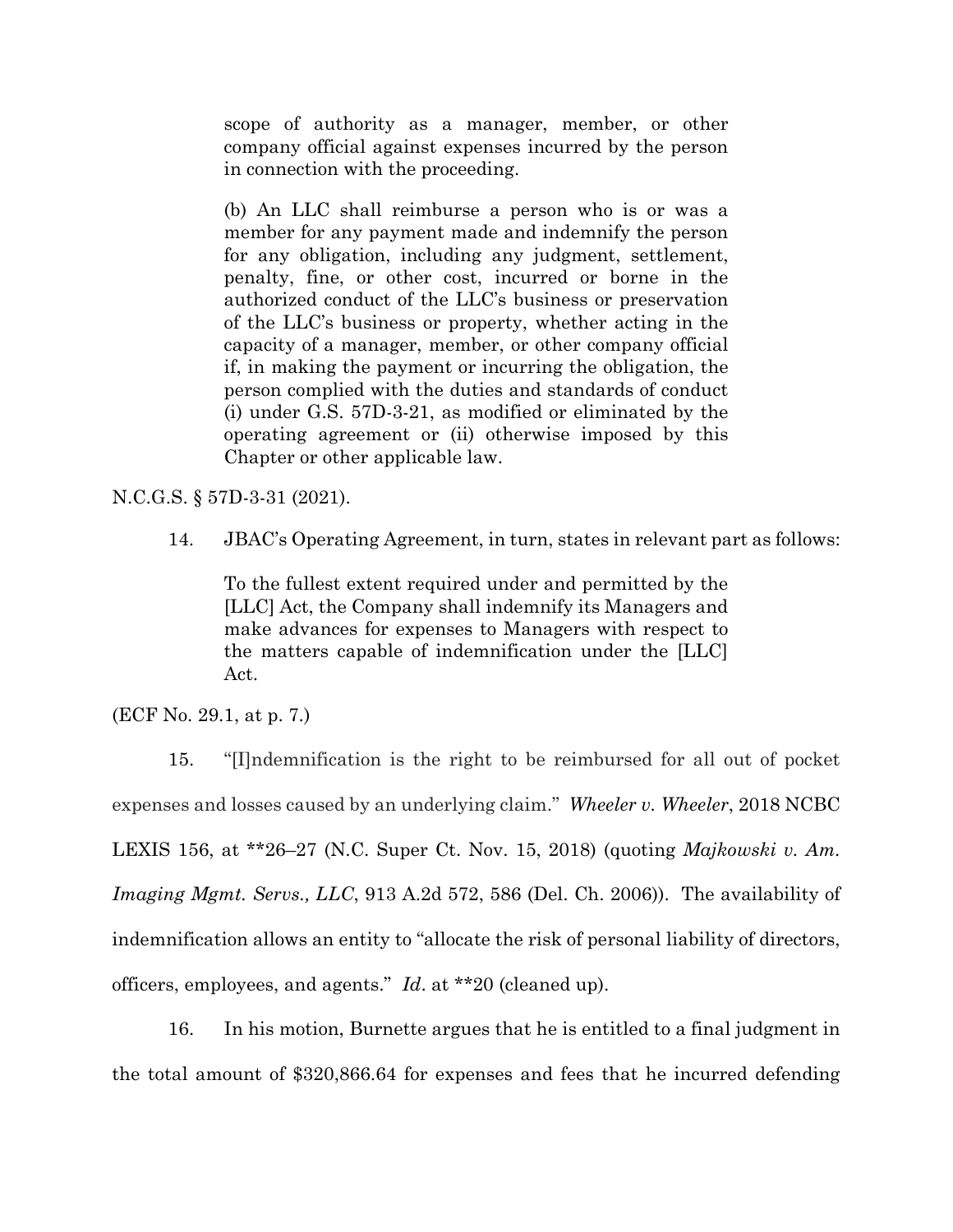> scope of authority as a manager, member, or other company official against expenses incurred by the person in connection with the proceeding.
>
> (b) An LLC shall reimburse a person who is or was a member for any payment made and indemnify the person for any obligation, including any judgment, settlement, penalty, fine, or other cost, incurred or borne in the authorized conduct of the LLC's business or preservation of the LLC's business or property, whether acting in the capacity of a manager, member, or other company official if, in making the payment or incurring the obligation, the person complied with the duties and standards of conduct (i) under G.S. 57D-3-21, as modified or eliminated by the operating agreement or (ii) otherwise imposed by this Chapter or other applicable law.

N.C.G.S. § 57D-3-31 (2021).

14. JBAC's Operating Agreement, in turn, states in relevant part as follows:

> To the fullest extent required under and permitted by the [LLC] Act, the Company shall indemnify its Managers and make advances for expenses to Managers with respect to the matters capable of indemnification under the [LLC] Act.

(ECF No. 29.1, at p. 7.)

15. "[I]ndemnification is the right to be reimbursed for all out of pocket expenses and losses caused by an underlying claim." *Wheeler v. Wheeler*, 2018 NCBC LEXIS 156, at **26–27 (N.C. Super Ct. Nov. 15, 2018) (quoting *Majkowski v. Am. Imaging Mgmt. Servs., LLC*, 913 A.2d 572, 586 (Del. Ch. 2006)). The availability of indemnification allows an entity to "allocate the risk of personal liability of directors, officers, employees, and agents." *Id*. at **20 (cleaned up).

16. In his motion, Burnette argues that he is entitled to a final judgment in the total amount of $320,866.64 for expenses and fees that he incurred defending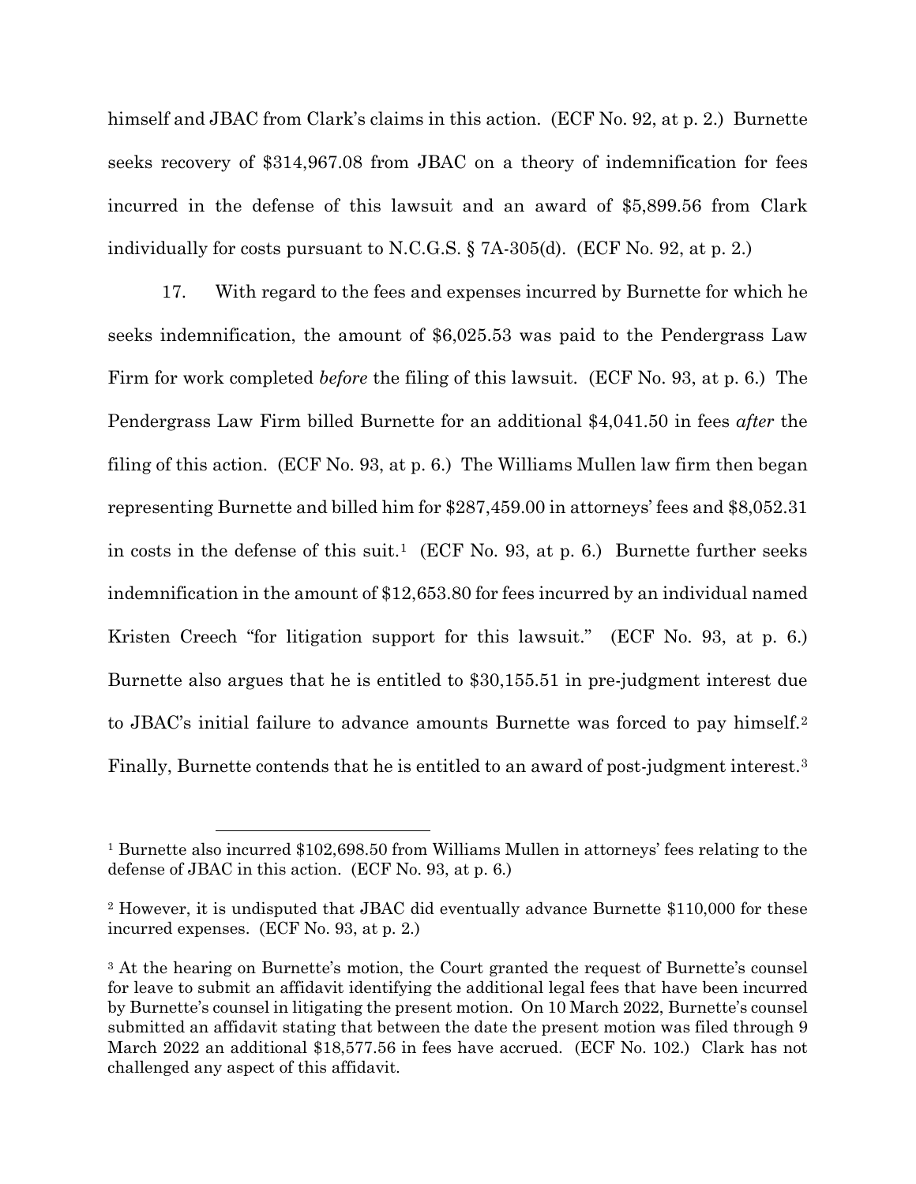himself and JBAC from Clark's claims in this action. (ECF No. 92, at p. 2.) Burnette seeks recovery of $314,967.08 from JBAC on a theory of indemnification for fees incurred in the defense of this lawsuit and an award of $5,899.56 from Clark individually for costs pursuant to N.C.G.S. § 7A-305(d). (ECF No. 92, at p. 2.)

17. With regard to the fees and expenses incurred by Burnette for which he seeks indemnification, the amount of $6,025.53 was paid to the Pendergrass Law Firm for work completed *before* the filing of this lawsuit. (ECF No. 93, at p. 6.) The Pendergrass Law Firm billed Burnette for an additional $4,041.50 in fees *after* the filing of this action. (ECF No. 93, at p. 6.) The Williams Mullen law firm then began representing Burnette and billed him for $287,459.00 in attorneys' fees and $8,052.31 in costs in the defense of this suit.[1] (ECF No. 93, at p. 6.) Burnette further seeks indemnification in the amount of $12,653.80 for fees incurred by an individual named Kristen Creech "for litigation support for this lawsuit." (ECF No. 93, at p. 6.) Burnette also argues that he is entitled to $30,155.51 in pre-judgment interest due to JBAC's initial failure to advance amounts Burnette was forced to pay himself.[2] Finally, Burnette contends that he is entitled to an award of post-judgment interest.[3]

---

[1] Burnette also incurred $102,698.50 from Williams Mullen in attorneys' fees relating to the defense of JBAC in this action. (ECF No. 93, at p. 6.)

[2] However, it is undisputed that JBAC did eventually advance Burnette $110,000 for these incurred expenses. (ECF No. 93, at p. 2.)

[3] At the hearing on Burnette's motion, the Court granted the request of Burnette's counsel for leave to submit an affidavit identifying the additional legal fees that have been incurred by Burnette's counsel in litigating the present motion. On 10 March 2022, Burnette's counsel submitted an affidavit stating that between the date the present motion was filed through 9 March 2022 an additional $18,577.56 in fees have accrued. (ECF No. 102.) Clark has not challenged any aspect of this affidavit.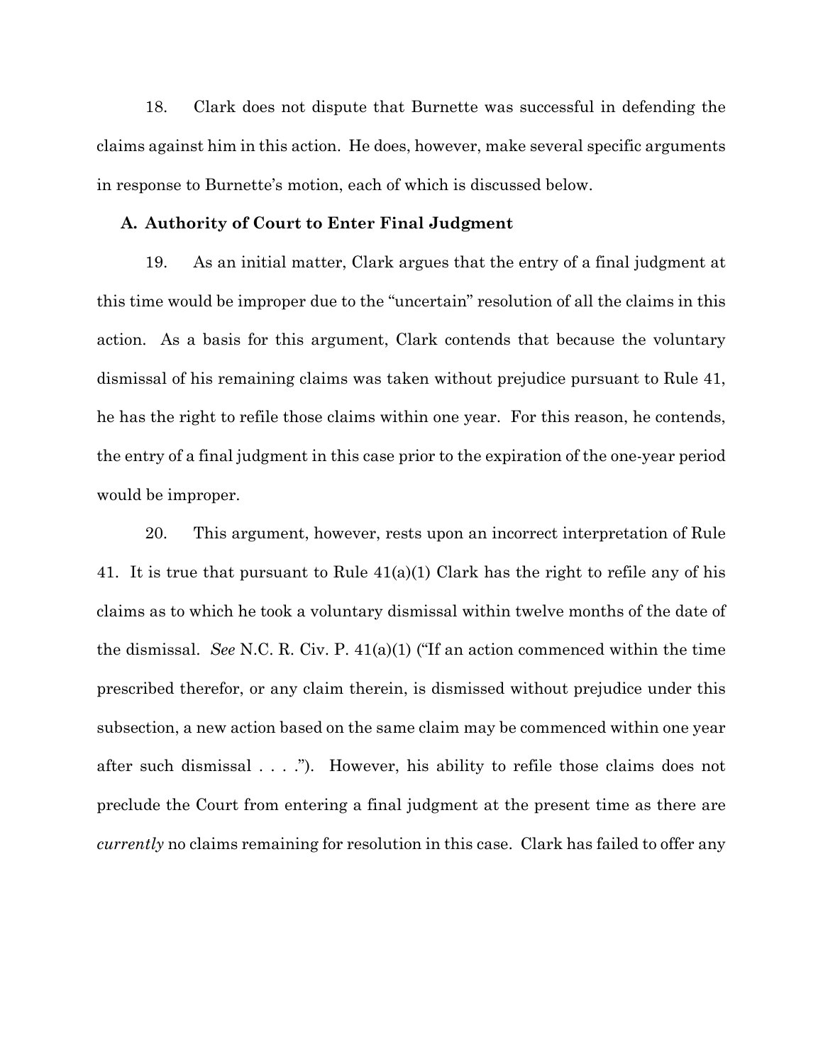18. Clark does not dispute that Burnette was successful in defending the claims against him in this action. He does, however, make several specific arguments in response to Burnette's motion, each of which is discussed below.

### A. Authority of Court to Enter Final Judgment

19. As an initial matter, Clark argues that the entry of a final judgment at this time would be improper due to the "uncertain" resolution of all the claims in this action. As a basis for this argument, Clark contends that because the voluntary dismissal of his remaining claims was taken without prejudice pursuant to Rule 41, he has the right to refile those claims within one year. For this reason, he contends, the entry of a final judgment in this case prior to the expiration of the one-year period would be improper.

20. This argument, however, rests upon an incorrect interpretation of Rule 41. It is true that pursuant to Rule 41(a)(1) Clark has the right to refile any of his claims as to which he took a voluntary dismissal within twelve months of the date of the dismissal. *See* N.C. R. Civ. P. 41(a)(1) ("If an action commenced within the time prescribed therefor, or any claim therein, is dismissed without prejudice under this subsection, a new action based on the same claim may be commenced within one year after such dismissal . . . ."). However, his ability to refile those claims does not preclude the Court from entering a final judgment at the present time as there are *currently* no claims remaining for resolution in this case. Clark has failed to offer any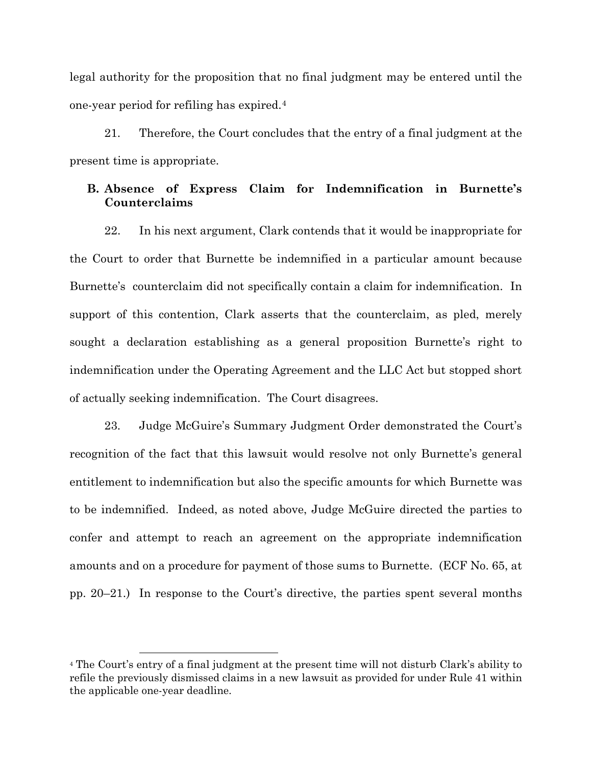legal authority for the proposition that no final judgment may be entered until the one-year period for refiling has expired.[4]

21. Therefore, the Court concludes that the entry of a final judgment at the present time is appropriate.

**B. Absence of Express Claim for Indemnification in Burnette's Counterclaims**

22. In his next argument, Clark contends that it would be inappropriate for the Court to order that Burnette be indemnified in a particular amount because Burnette's counterclaim did not specifically contain a claim for indemnification. In support of this contention, Clark asserts that the counterclaim, as pled, merely sought a declaration establishing as a general proposition Burnette's right to indemnification under the Operating Agreement and the LLC Act but stopped short of actually seeking indemnification. The Court disagrees.

23. Judge McGuire's Summary Judgment Order demonstrated the Court's recognition of the fact that this lawsuit would resolve not only Burnette's general entitlement to indemnification but also the specific amounts for which Burnette was to be indemnified. Indeed, as noted above, Judge McGuire directed the parties to confer and attempt to reach an agreement on the appropriate indemnification amounts and on a procedure for payment of those sums to Burnette. (ECF No. 65, at pp. 20–21.) In response to the Court's directive, the parties spent several months

[4] The Court's entry of a final judgment at the present time will not disturb Clark's ability to refile the previously dismissed claims in a new lawsuit as provided for under Rule 41 within the applicable one-year deadline.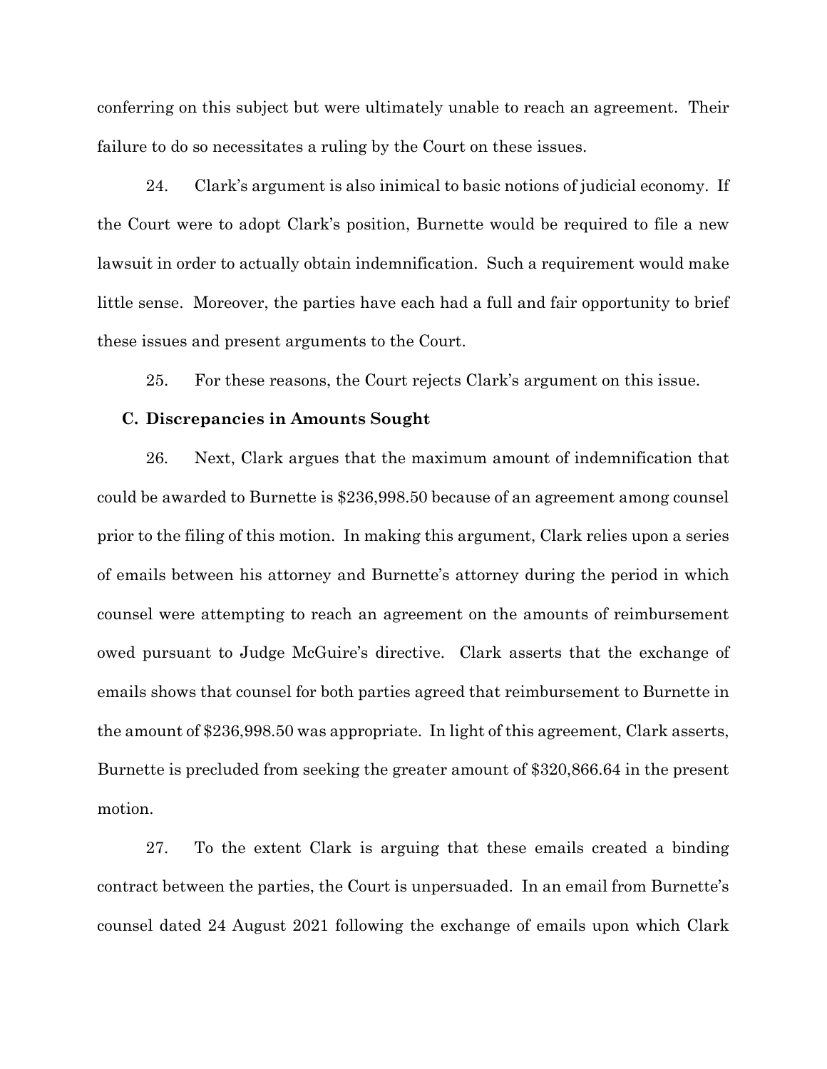conferring on this subject but were ultimately unable to reach an agreement. Their failure to do so necessitates a ruling by the Court on these issues.

24. Clark's argument is also inimical to basic notions of judicial economy. If the Court were to adopt Clark's position, Burnette would be required to file a new lawsuit in order to actually obtain indemnification. Such a requirement would make little sense. Moreover, the parties have each had a full and fair opportunity to brief these issues and present arguments to the Court.

25. For these reasons, the Court rejects Clark's argument on this issue.

### C. Discrepancies in Amounts Sought

26. Next, Clark argues that the maximum amount of indemnification that could be awarded to Burnette is $236,998.50 because of an agreement among counsel prior to the filing of this motion. In making this argument, Clark relies upon a series of emails between his attorney and Burnette's attorney during the period in which counsel were attempting to reach an agreement on the amounts of reimbursement owed pursuant to Judge McGuire's directive. Clark asserts that the exchange of emails shows that counsel for both parties agreed that reimbursement to Burnette in the amount of $236,998.50 was appropriate. In light of this agreement, Clark asserts, Burnette is precluded from seeking the greater amount of $320,866.64 in the present motion.

27. To the extent Clark is arguing that these emails created a binding contract between the parties, the Court is unpersuaded. In an email from Burnette's counsel dated 24 August 2021 following the exchange of emails upon which Clark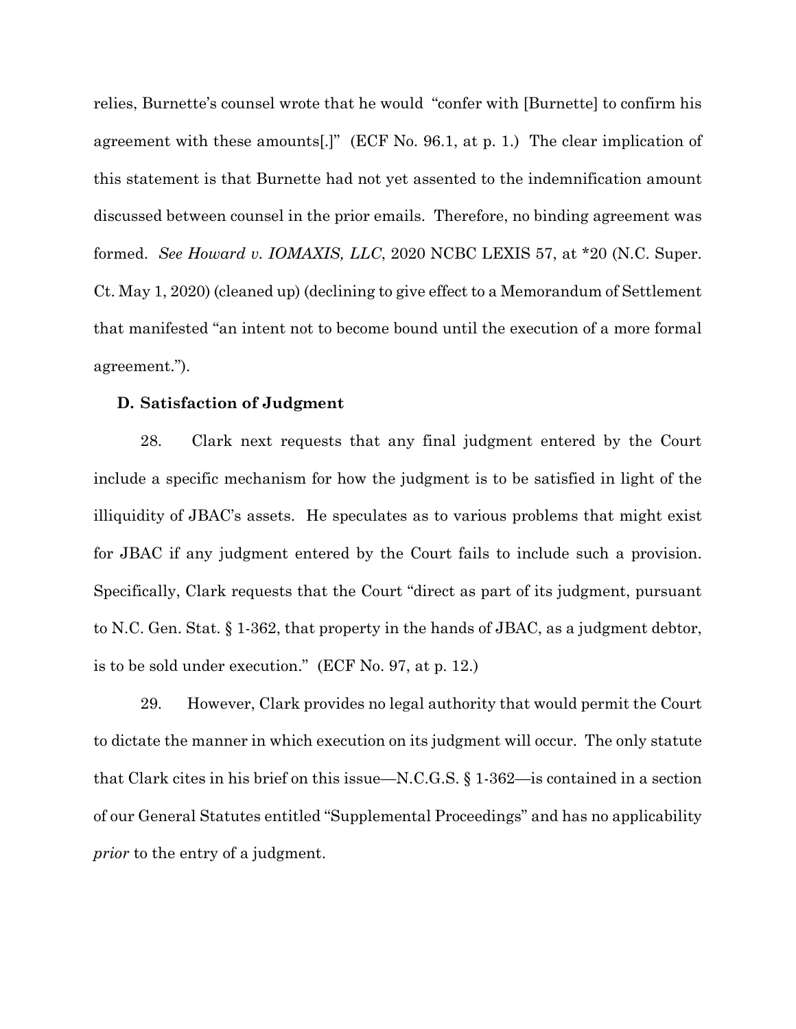relies, Burnette's counsel wrote that he would "confer with [Burnette] to confirm his agreement with these amounts[.]" (ECF No. 96.1, at p. 1.) The clear implication of this statement is that Burnette had not yet assented to the indemnification amount discussed between counsel in the prior emails. Therefore, no binding agreement was formed. *See Howard v. IOMAXIS, LLC*, 2020 NCBC LEXIS 57, at *20 (N.C. Super. Ct. May 1, 2020) (cleaned up) (declining to give effect to a Memorandum of Settlement that manifested "an intent not to become bound until the execution of a more formal agreement.").

### D. Satisfaction of Judgment

28. Clark next requests that any final judgment entered by the Court include a specific mechanism for how the judgment is to be satisfied in light of the illiquidity of JBAC's assets. He speculates as to various problems that might exist for JBAC if any judgment entered by the Court fails to include such a provision. Specifically, Clark requests that the Court "direct as part of its judgment, pursuant to N.C. Gen. Stat. § 1-362, that property in the hands of JBAC, as a judgment debtor, is to be sold under execution." (ECF No. 97, at p. 12.)

29. However, Clark provides no legal authority that would permit the Court to dictate the manner in which execution on its judgment will occur. The only statute that Clark cites in his brief on this issue—N.C.G.S. § 1-362—is contained in a section of our General Statutes entitled "Supplemental Proceedings" and has no applicability *prior* to the entry of a judgment.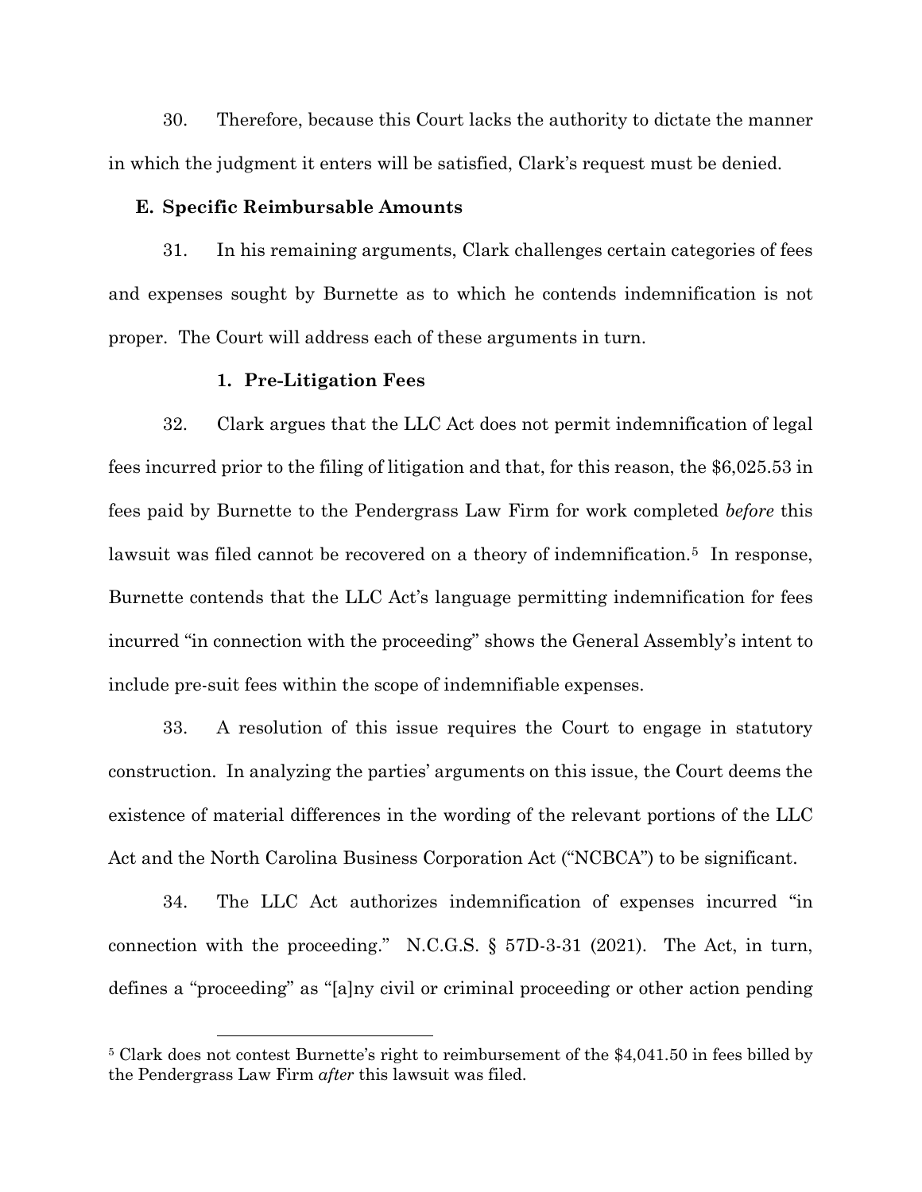30. Therefore, because this Court lacks the authority to dictate the manner in which the judgment it enters will be satisfied, Clark's request must be denied.

### E. Specific Reimbursable Amounts

31. In his remaining arguments, Clark challenges certain categories of fees and expenses sought by Burnette as to which he contends indemnification is not proper. The Court will address each of these arguments in turn.

#### 1. Pre-Litigation Fees

32. Clark argues that the LLC Act does not permit indemnification of legal fees incurred prior to the filing of litigation and that, for this reason, the $6,025.53 in fees paid by Burnette to the Pendergrass Law Firm for work completed *before* this lawsuit was filed cannot be recovered on a theory of indemnification.[5] In response, Burnette contends that the LLC Act's language permitting indemnification for fees incurred "in connection with the proceeding" shows the General Assembly's intent to include pre-suit fees within the scope of indemnifiable expenses.

33. A resolution of this issue requires the Court to engage in statutory construction. In analyzing the parties' arguments on this issue, the Court deems the existence of material differences in the wording of the relevant portions of the LLC Act and the North Carolina Business Corporation Act ("NCBCA") to be significant.

34. The LLC Act authorizes indemnification of expenses incurred "in connection with the proceeding." N.C.G.S. § 57D-3-31 (2021). The Act, in turn, defines a "proceeding" as "[a]ny civil or criminal proceeding or other action pending

[5] Clark does not contest Burnette's right to reimbursement of the $4,041.50 in fees billed by the Pendergrass Law Firm *after* this lawsuit was filed.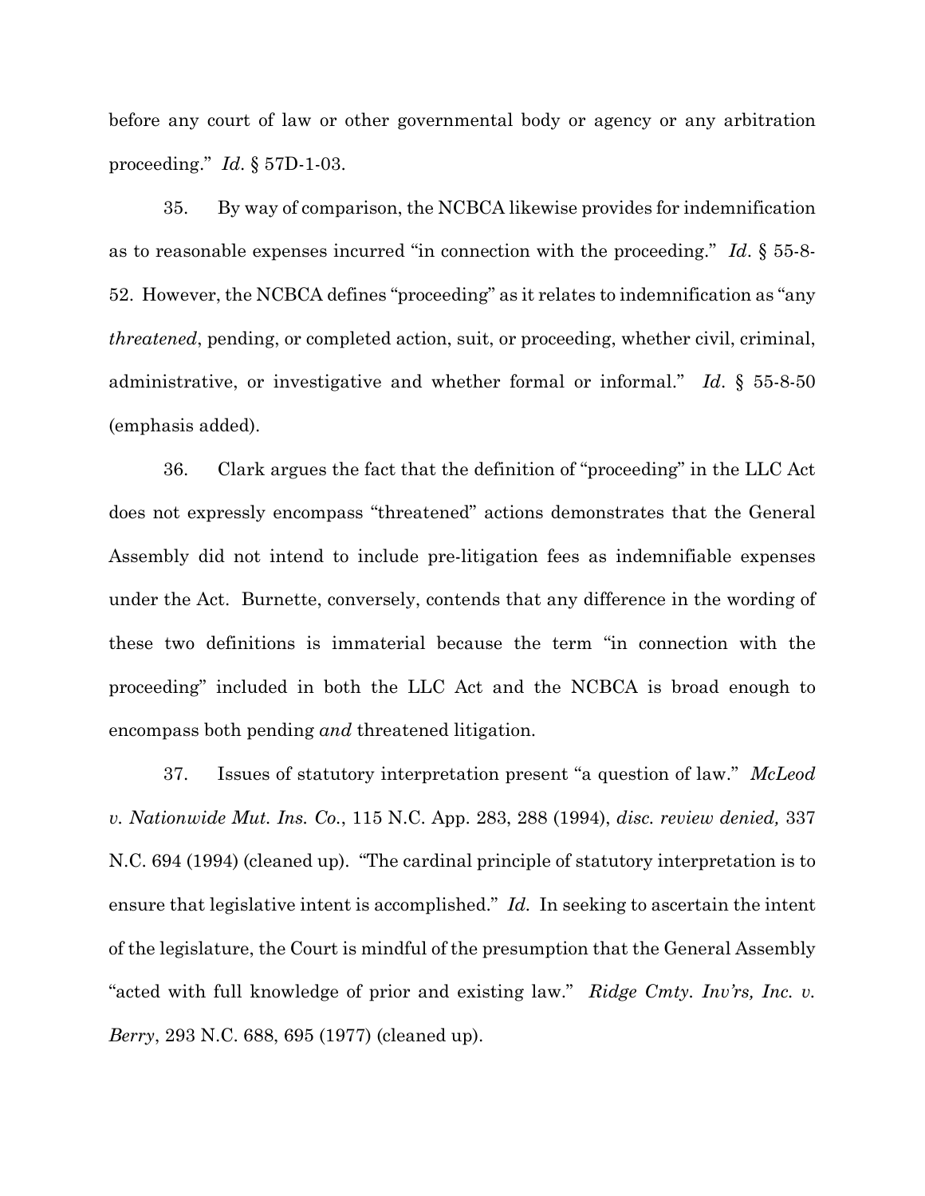before any court of law or other governmental body or agency or any arbitration proceeding." *Id*. § 57D-1-03.

35. By way of comparison, the NCBCA likewise provides for indemnification as to reasonable expenses incurred "in connection with the proceeding." *Id*. § 55-8-52. However, the NCBCA defines "proceeding" as it relates to indemnification as "any *threatened*, pending, or completed action, suit, or proceeding, whether civil, criminal, administrative, or investigative and whether formal or informal." *Id*. § 55-8-50 (emphasis added).

36. Clark argues the fact that the definition of "proceeding" in the LLC Act does not expressly encompass "threatened" actions demonstrates that the General Assembly did not intend to include pre-litigation fees as indemnifiable expenses under the Act. Burnette, conversely, contends that any difference in the wording of these two definitions is immaterial because the term "in connection with the proceeding" included in both the LLC Act and the NCBCA is broad enough to encompass both pending *and* threatened litigation.

37. Issues of statutory interpretation present "a question of law." *McLeod v. Nationwide Mut. Ins. Co.*, 115 N.C. App. 283, 288 (1994), *disc. review denied,* 337 N.C. 694 (1994) (cleaned up). "The cardinal principle of statutory interpretation is to ensure that legislative intent is accomplished." *Id.* In seeking to ascertain the intent of the legislature, the Court is mindful of the presumption that the General Assembly "acted with full knowledge of prior and existing law." *Ridge Cmty. Inv'rs, Inc. v. Berry*, 293 N.C. 688, 695 (1977) (cleaned up).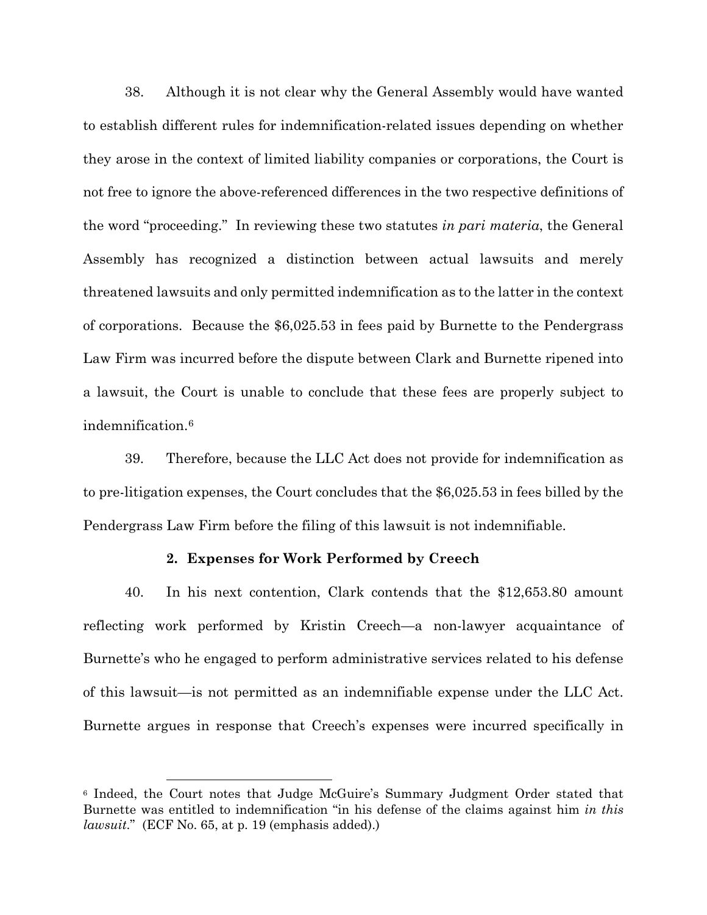38. Although it is not clear why the General Assembly would have wanted to establish different rules for indemnification-related issues depending on whether they arose in the context of limited liability companies or corporations, the Court is not free to ignore the above-referenced differences in the two respective definitions of the word "proceeding." In reviewing these two statutes *in pari materia*, the General Assembly has recognized a distinction between actual lawsuits and merely threatened lawsuits and only permitted indemnification as to the latter in the context of corporations. Because the $6,025.53 in fees paid by Burnette to the Pendergrass Law Firm was incurred before the dispute between Clark and Burnette ripened into a lawsuit, the Court is unable to conclude that these fees are properly subject to indemnification.[6]

39. Therefore, because the LLC Act does not provide for indemnification as to pre-litigation expenses, the Court concludes that the $6,025.53 in fees billed by the Pendergrass Law Firm before the filing of this lawsuit is not indemnifiable.

**2. Expenses for Work Performed by Creech**

40. In his next contention, Clark contends that the $12,653.80 amount reflecting work performed by Kristin Creech—a non-lawyer acquaintance of Burnette's who he engaged to perform administrative services related to his defense of this lawsuit—is not permitted as an indemnifiable expense under the LLC Act. Burnette argues in response that Creech's expenses were incurred specifically in

---

[6] Indeed, the Court notes that Judge McGuire's Summary Judgment Order stated that Burnette was entitled to indemnification "in his defense of the claims against him *in this lawsuit*." (ECF No. 65, at p. 19 (emphasis added).)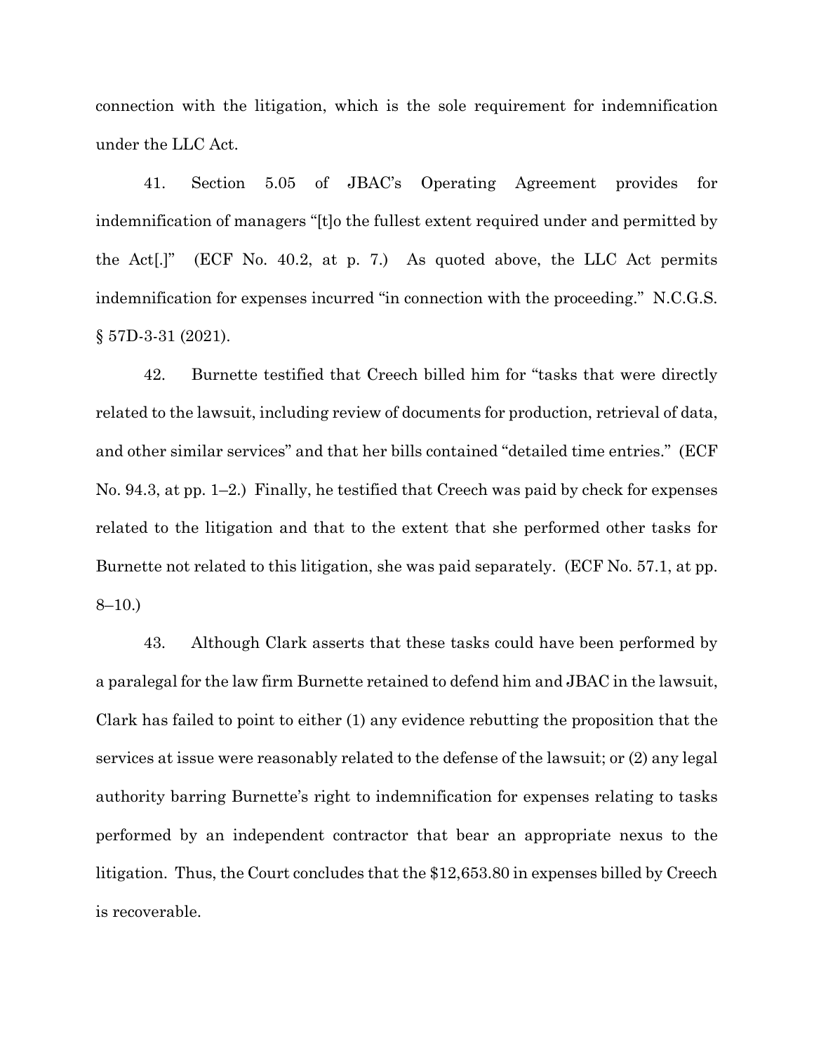connection with the litigation, which is the sole requirement for indemnification under the LLC Act.

41. Section 5.05 of JBAC's Operating Agreement provides for indemnification of managers "[t]o the fullest extent required under and permitted by the Act[.]" (ECF No. 40.2, at p. 7.) As quoted above, the LLC Act permits indemnification for expenses incurred "in connection with the proceeding." N.C.G.S. § 57D-3-31 (2021).

42. Burnette testified that Creech billed him for "tasks that were directly related to the lawsuit, including review of documents for production, retrieval of data, and other similar services" and that her bills contained "detailed time entries." (ECF No. 94.3, at pp. 1–2.) Finally, he testified that Creech was paid by check for expenses related to the litigation and that to the extent that she performed other tasks for Burnette not related to this litigation, she was paid separately. (ECF No. 57.1, at pp. 8–10.)

43. Although Clark asserts that these tasks could have been performed by a paralegal for the law firm Burnette retained to defend him and JBAC in the lawsuit, Clark has failed to point to either (1) any evidence rebutting the proposition that the services at issue were reasonably related to the defense of the lawsuit; or (2) any legal authority barring Burnette's right to indemnification for expenses relating to tasks performed by an independent contractor that bear an appropriate nexus to the litigation. Thus, the Court concludes that the $12,653.80 in expenses billed by Creech is recoverable.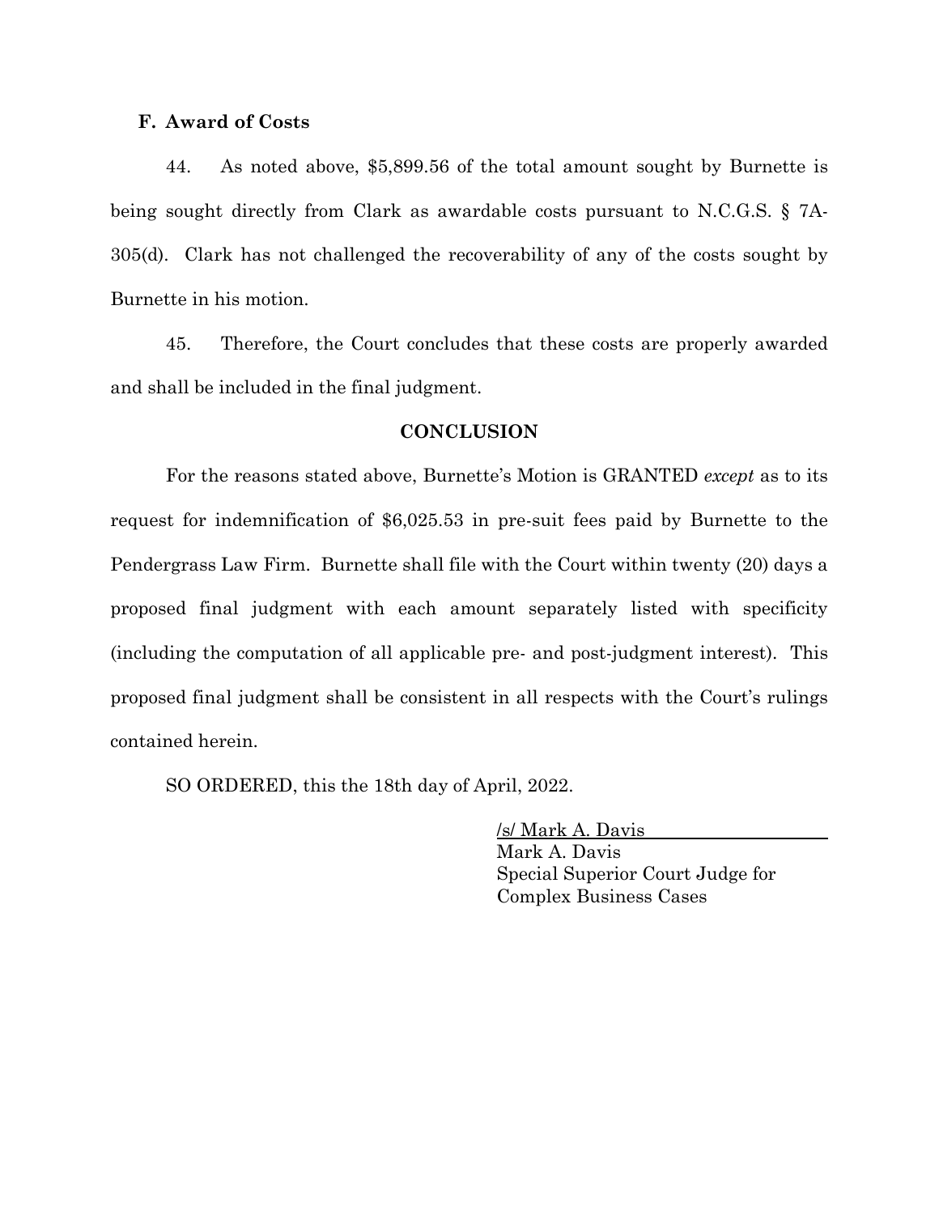### F. Award of Costs

44. As noted above, $5,899.56 of the total amount sought by Burnette is being sought directly from Clark as awardable costs pursuant to N.C.G.S. § 7A-305(d). Clark has not challenged the recoverability of any of the costs sought by Burnette in his motion.

45. Therefore, the Court concludes that these costs are properly awarded and shall be included in the final judgment.

## CONCLUSION

For the reasons stated above, Burnette's Motion is GRANTED *except* as to its request for indemnification of $6,025.53 in pre-suit fees paid by Burnette to the Pendergrass Law Firm. Burnette shall file with the Court within twenty (20) days a proposed final judgment with each amount separately listed with specificity (including the computation of all applicable pre- and post-judgment interest). This proposed final judgment shall be consistent in all respects with the Court's rulings contained herein.

SO ORDERED, this the 18th day of April, 2022.

/s/ Mark A. Davis
Mark A. Davis
Special Superior Court Judge for
Complex Business Cases